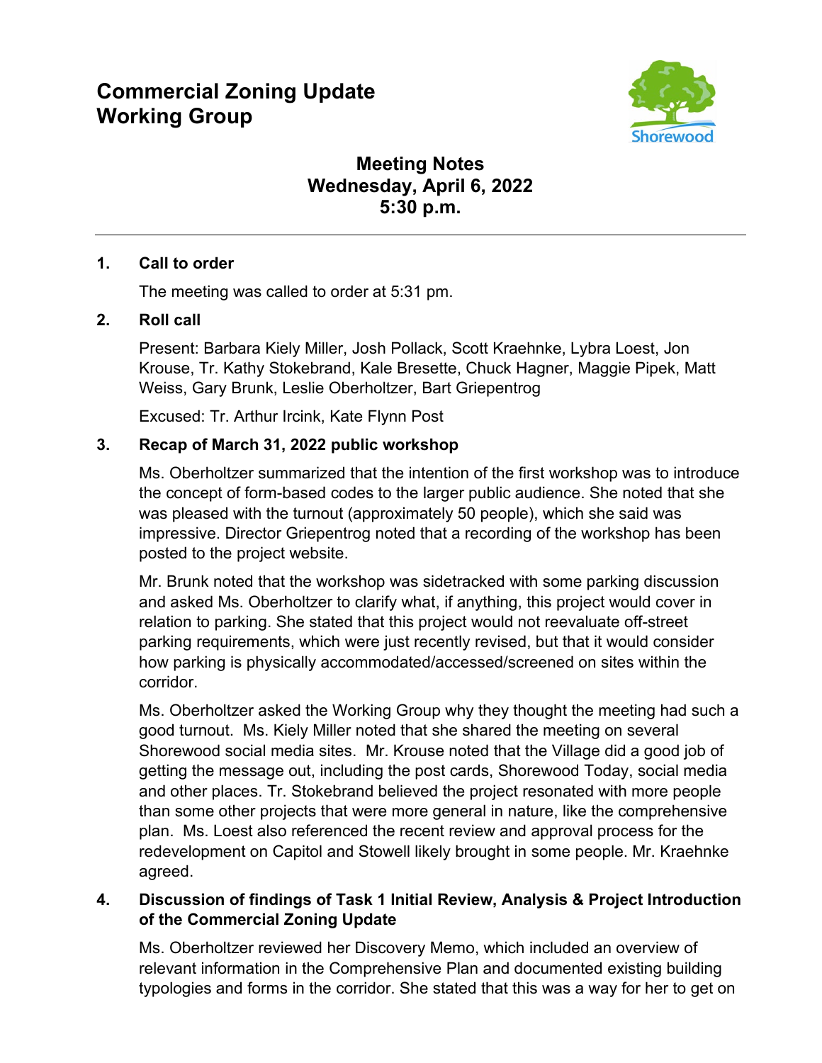# Commercial Zoning Update Working Group

## Meeting Notes
## Wednesday, April 6, 2022
## 5:30 p.m.

---

**1. Call to order**

The meeting was called to order at 5:31 pm.

**2. Roll call**

Present: Barbara Kiely Miller, Josh Pollack, Scott Kraehnke, Lybra Loest, Jon Krouse, Tr. Kathy Stokebrand, Kale Bresette, Chuck Hagner, Maggie Pipek, Matt Weiss, Gary Brunk, Leslie Oberholtzer, Bart Griepentrog

Excused: Tr. Arthur Ircink, Kate Flynn Post

**3. Recap of March 31, 2022 public workshop**

Ms. Oberholtzer summarized that the intention of the first workshop was to introduce the concept of form-based codes to the larger public audience. She noted that she was pleased with the turnout (approximately 50 people), which she said was impressive. Director Griepentrog noted that a recording of the workshop has been posted to the project website.

Mr. Brunk noted that the workshop was sidetracked with some parking discussion and asked Ms. Oberholtzer to clarify what, if anything, this project would cover in relation to parking. She stated that this project would not reevaluate off-street parking requirements, which were just recently revised, but that it would consider how parking is physically accommodated/accessed/screened on sites within the corridor.

Ms. Oberholtzer asked the Working Group why they thought the meeting had such a good turnout. Ms. Kiely Miller noted that she shared the meeting on several Shorewood social media sites. Mr. Krouse noted that the Village did a good job of getting the message out, including the post cards, Shorewood Today, social media and other places. Tr. Stokebrand believed the project resonated with more people than some other projects that were more general in nature, like the comprehensive plan. Ms. Loest also referenced the recent review and approval process for the redevelopment on Capitol and Stowell likely brought in some people. Mr. Kraehnke agreed.

**4. Discussion of findings of Task 1 Initial Review, Analysis & Project Introduction of the Commercial Zoning Update**

Ms. Oberholtzer reviewed her Discovery Memo, which included an overview of relevant information in the Comprehensive Plan and documented existing building typologies and forms in the corridor. She stated that this was a way for her to get on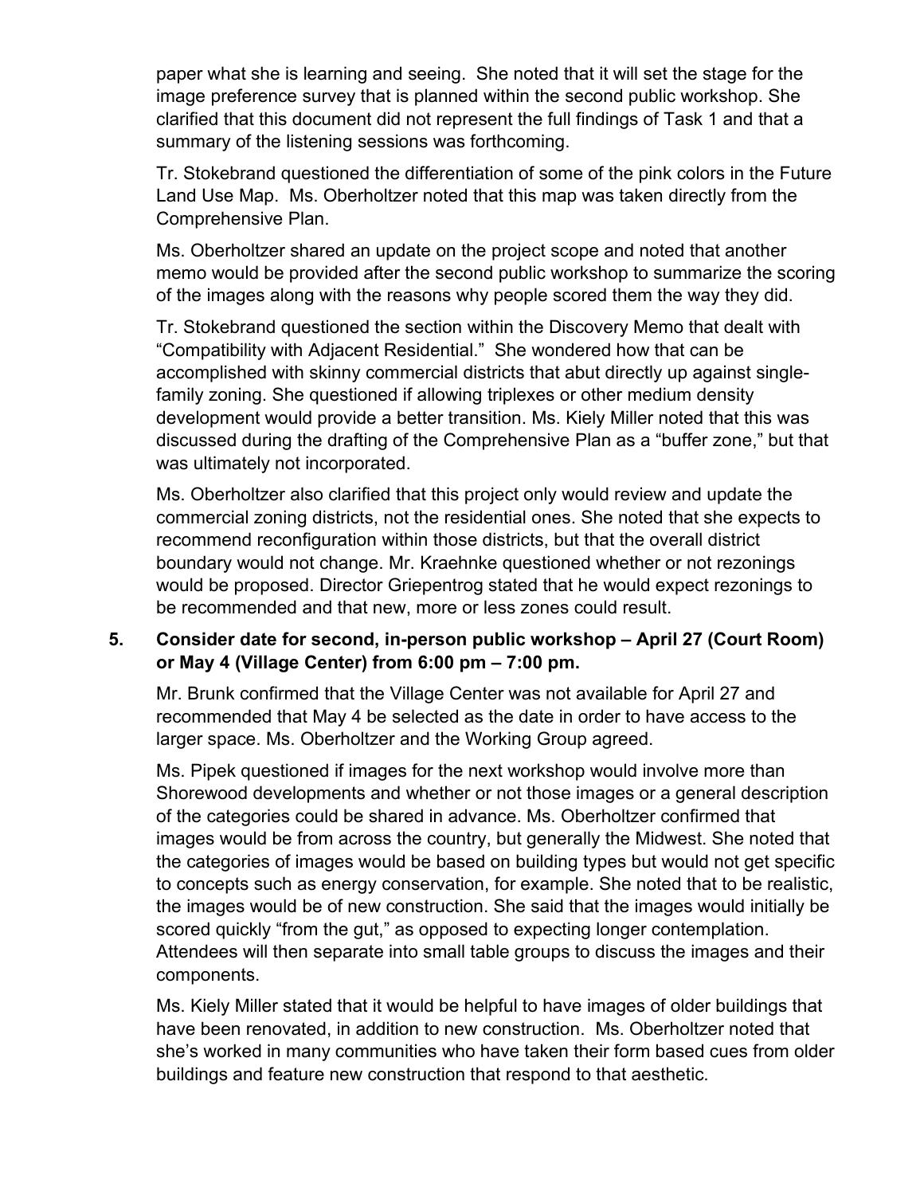paper what she is learning and seeing. She noted that it will set the stage for the image preference survey that is planned within the second public workshop. She clarified that this document did not represent the full findings of Task 1 and that a summary of the listening sessions was forthcoming.

Tr. Stokebrand questioned the differentiation of some of the pink colors in the Future Land Use Map. Ms. Oberholtzer noted that this map was taken directly from the Comprehensive Plan.

Ms. Oberholtzer shared an update on the project scope and noted that another memo would be provided after the second public workshop to summarize the scoring of the images along with the reasons why people scored them the way they did.

Tr. Stokebrand questioned the section within the Discovery Memo that dealt with "Compatibility with Adjacent Residential." She wondered how that can be accomplished with skinny commercial districts that abut directly up against single-family zoning. She questioned if allowing triplexes or other medium density development would provide a better transition. Ms. Kiely Miller noted that this was discussed during the drafting of the Comprehensive Plan as a "buffer zone," but that was ultimately not incorporated.

Ms. Oberholtzer also clarified that this project only would review and update the commercial zoning districts, not the residential ones. She noted that she expects to recommend reconfiguration within those districts, but that the overall district boundary would not change. Mr. Kraehnke questioned whether or not rezonings would be proposed. Director Griepentrog stated that he would expect rezonings to be recommended and that new, more or less zones could result.

**5. Consider date for second, in-person public workshop – April 27 (Court Room) or May 4 (Village Center) from 6:00 pm – 7:00 pm.**

Mr. Brunk confirmed that the Village Center was not available for April 27 and recommended that May 4 be selected as the date in order to have access to the larger space. Ms. Oberholtzer and the Working Group agreed.

Ms. Pipek questioned if images for the next workshop would involve more than Shorewood developments and whether or not those images or a general description of the categories could be shared in advance. Ms. Oberholtzer confirmed that images would be from across the country, but generally the Midwest. She noted that the categories of images would be based on building types but would not get specific to concepts such as energy conservation, for example. She noted that to be realistic, the images would be of new construction. She said that the images would initially be scored quickly "from the gut," as opposed to expecting longer contemplation. Attendees will then separate into small table groups to discuss the images and their components.

Ms. Kiely Miller stated that it would be helpful to have images of older buildings that have been renovated, in addition to new construction. Ms. Oberholtzer noted that she's worked in many communities who have taken their form based cues from older buildings and feature new construction that respond to that aesthetic.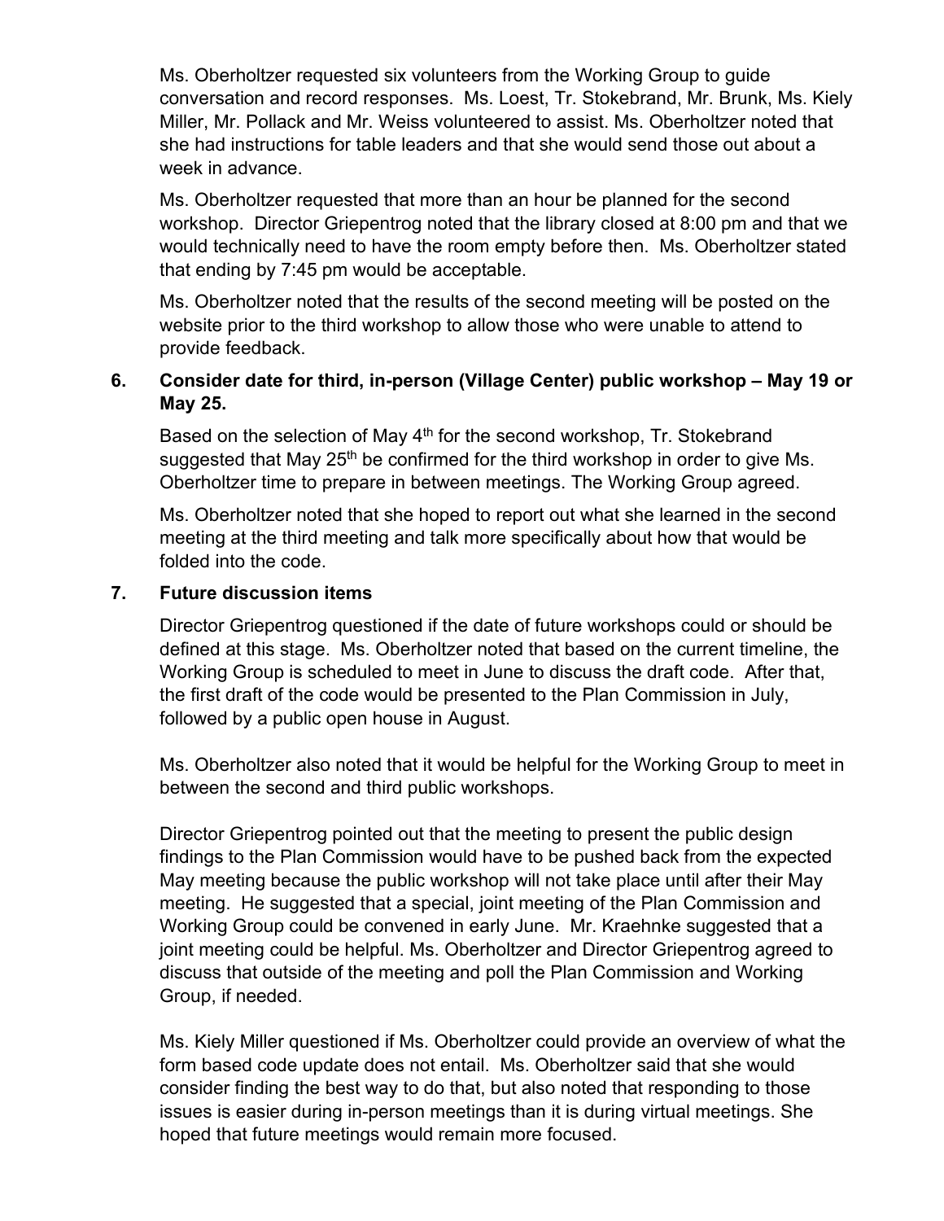Ms. Oberholtzer requested six volunteers from the Working Group to guide conversation and record responses. Ms. Loest, Tr. Stokebrand, Mr. Brunk, Ms. Kiely Miller, Mr. Pollack and Mr. Weiss volunteered to assist. Ms. Oberholtzer noted that she had instructions for table leaders and that she would send those out about a week in advance.

Ms. Oberholtzer requested that more than an hour be planned for the second workshop. Director Griepentrog noted that the library closed at 8:00 pm and that we would technically need to have the room empty before then. Ms. Oberholtzer stated that ending by 7:45 pm would be acceptable.

Ms. Oberholtzer noted that the results of the second meeting will be posted on the website prior to the third workshop to allow those who were unable to attend to provide feedback.

**6. Consider date for third, in-person (Village Center) public workshop – May 19 or May 25.**

Based on the selection of May 4th for the second workshop, Tr. Stokebrand suggested that May 25th be confirmed for the third workshop in order to give Ms. Oberholtzer time to prepare in between meetings. The Working Group agreed.

Ms. Oberholtzer noted that she hoped to report out what she learned in the second meeting at the third meeting and talk more specifically about how that would be folded into the code.

**7. Future discussion items**

Director Griepentrog questioned if the date of future workshops could or should be defined at this stage. Ms. Oberholtzer noted that based on the current timeline, the Working Group is scheduled to meet in June to discuss the draft code. After that, the first draft of the code would be presented to the Plan Commission in July, followed by a public open house in August.

Ms. Oberholtzer also noted that it would be helpful for the Working Group to meet in between the second and third public workshops.

Director Griepentrog pointed out that the meeting to present the public design findings to the Plan Commission would have to be pushed back from the expected May meeting because the public workshop will not take place until after their May meeting. He suggested that a special, joint meeting of the Plan Commission and Working Group could be convened in early June. Mr. Kraehnke suggested that a joint meeting could be helpful. Ms. Oberholtzer and Director Griepentrog agreed to discuss that outside of the meeting and poll the Plan Commission and Working Group, if needed.

Ms. Kiely Miller questioned if Ms. Oberholtzer could provide an overview of what the form based code update does not entail. Ms. Oberholtzer said that she would consider finding the best way to do that, but also noted that responding to those issues is easier during in-person meetings than it is during virtual meetings. She hoped that future meetings would remain more focused.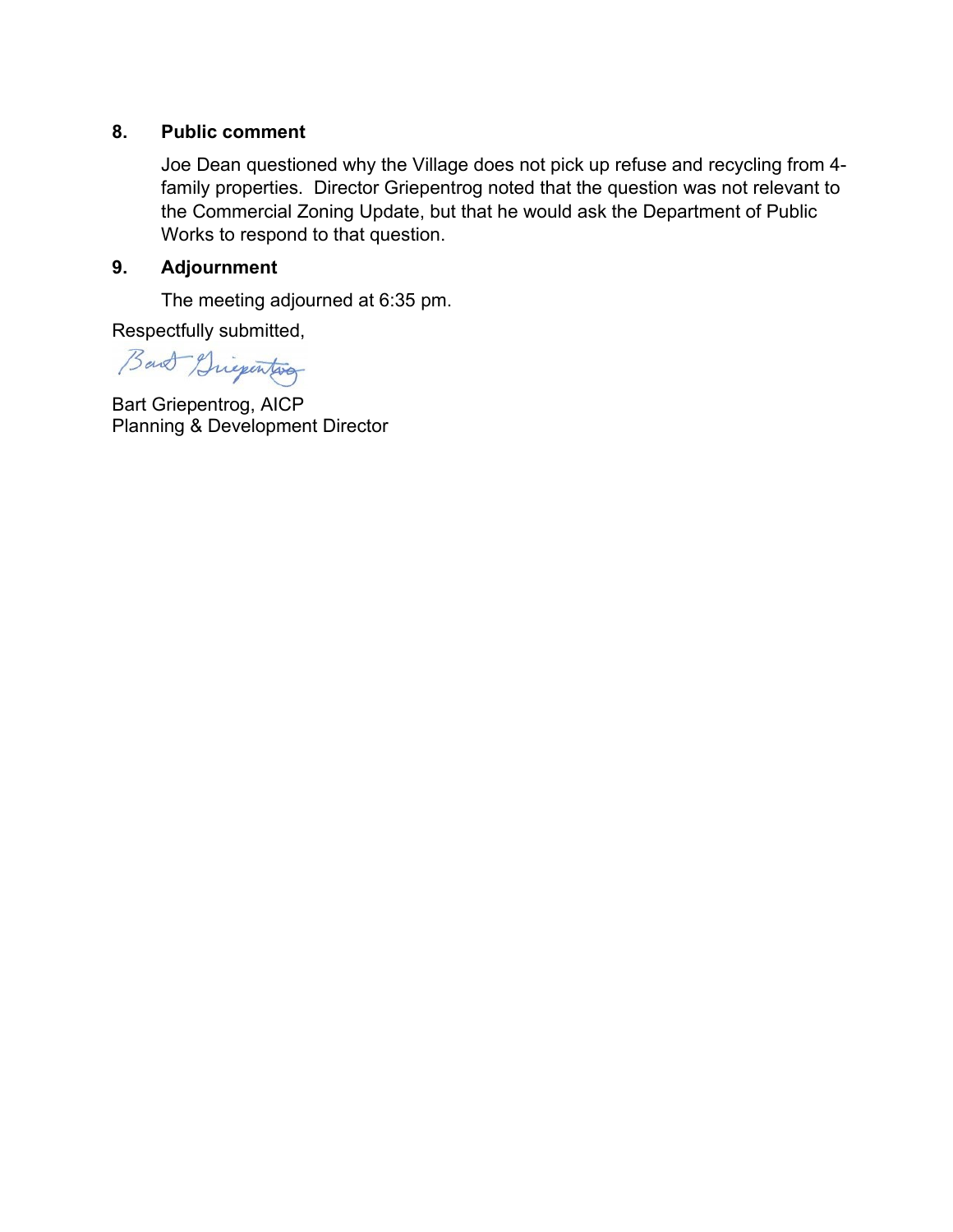## 8. Public comment

Joe Dean questioned why the Village does not pick up refuse and recycling from 4-family properties. Director Griepentrog noted that the question was not relevant to the Commercial Zoning Update, but that he would ask the Department of Public Works to respond to that question.

## 9. Adjournment

The meeting adjourned at 6:35 pm.

Respectfully submitted,

Bart Griepentrog

Bart Griepentrog, AICP
Planning & Development Director